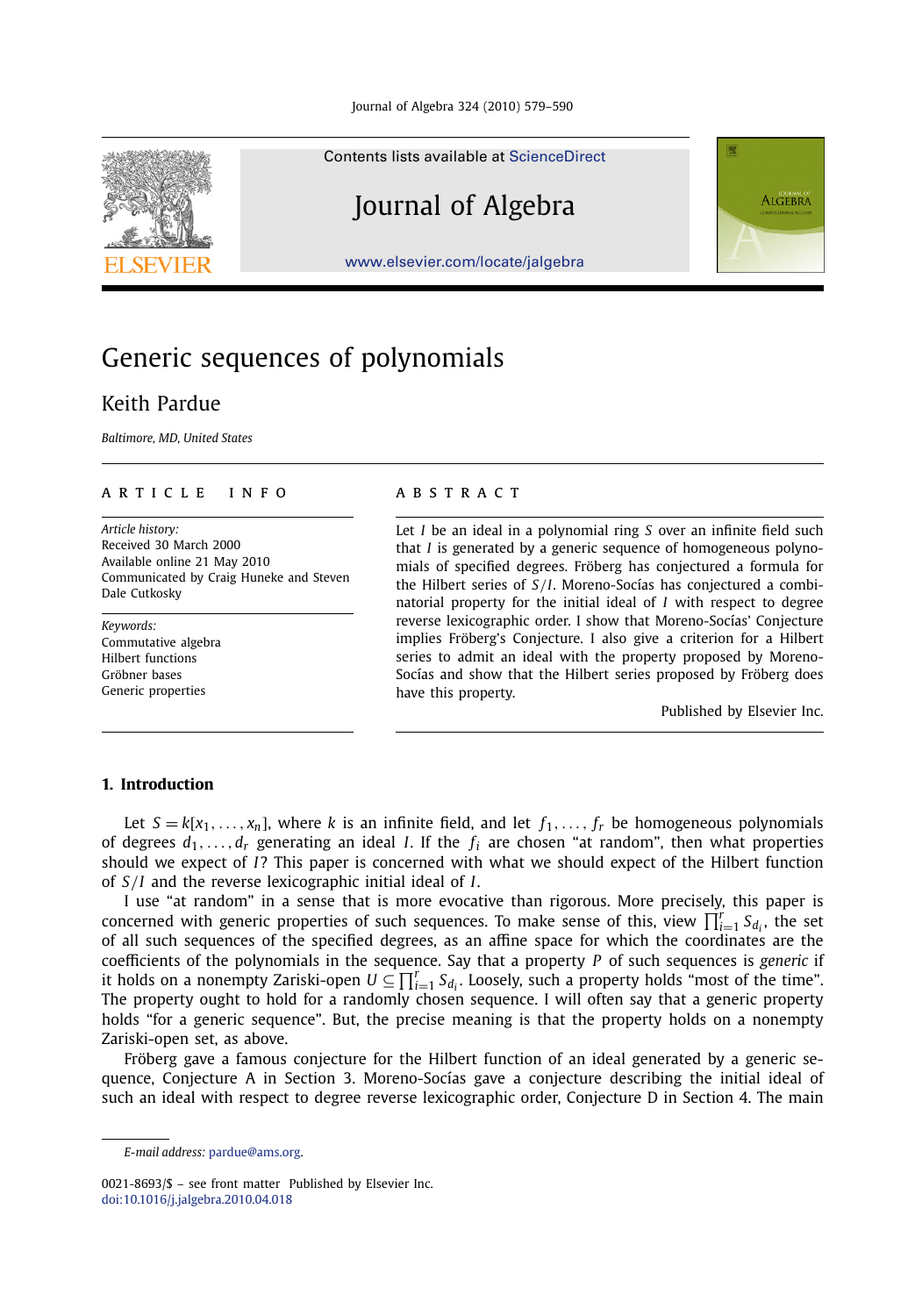Contents lists available at ScienceDirect

# Journal of Algebra

www.elsevier.com/locate/jalgebra

# Generic sequences of polynomials

Keith Pardue

*Baltimore, MD, United States*

**ARTICLE INFO**

*Article history:*
Received 30 March 2000
Available online 21 May 2010
Communicated by Craig Huneke and Steven Dale Cutkosky

*Keywords:*
Commutative algebra
Hilbert functions
Gröbner bases
Generic properties

**ABSTRACT**

Let $I$ be an ideal in a polynomial ring $S$ over an infinite field such that $I$ is generated by a generic sequence of homogeneous polynomials of specified degrees. Fröberg has conjectured a formula for the Hilbert series of $S/I$. Moreno-Socías has conjectured a combinatorial property for the initial ideal of $I$ with respect to degree reverse lexicographic order. I show that Moreno-Socías' Conjecture implies Fröberg's Conjecture. I also give a criterion for a Hilbert series to admit an ideal with the property proposed by Moreno-Socías and show that the Hilbert series proposed by Fröberg does have this property.

Published by Elsevier Inc.

## 1. Introduction

Let $S = k[x_1, \dots, x_n]$, where $k$ is an infinite field, and let $f_1, \dots, f_r$ be homogeneous polynomials of degrees $d_1, \dots, d_r$ generating an ideal $I$. If the $f_i$ are chosen "at random", then what properties should we expect of $I$? This paper is concerned with what we should expect of the Hilbert function of $S/I$ and the reverse lexicographic initial ideal of $I$.

I use "at random" in a sense that is more evocative than rigorous. More precisely, this paper is concerned with generic properties of such sequences. To make sense of this, view $\prod_{i=1}^{r} S_{d_i}$, the set of all such sequences of the specified degrees, as an affine space for which the coordinates are the coefficients of the polynomials in the sequence. Say that a property $P$ of such sequences is *generic* if it holds on a nonempty Zariski-open $U \subseteq \prod_{i=1}^{r} S_{d_i}$. Loosely, such a property holds "most of the time". The property ought to hold for a randomly chosen sequence. I will often say that a generic property holds "for a generic sequence". But, the precise meaning is that the property holds on a nonempty Zariski-open set, as above.

Fröberg gave a famous conjecture for the Hilbert function of an ideal generated by a generic sequence, Conjecture A in Section 3. Moreno-Socías gave a conjecture describing the initial ideal of such an ideal with respect to degree reverse lexicographic order, Conjecture D in Section 4. The main

*E-mail address:* pardue@ams.org.

0021-8693/$ – see front matter Published by Elsevier Inc.
doi:10.1016/j.jalgebra.2010.04.018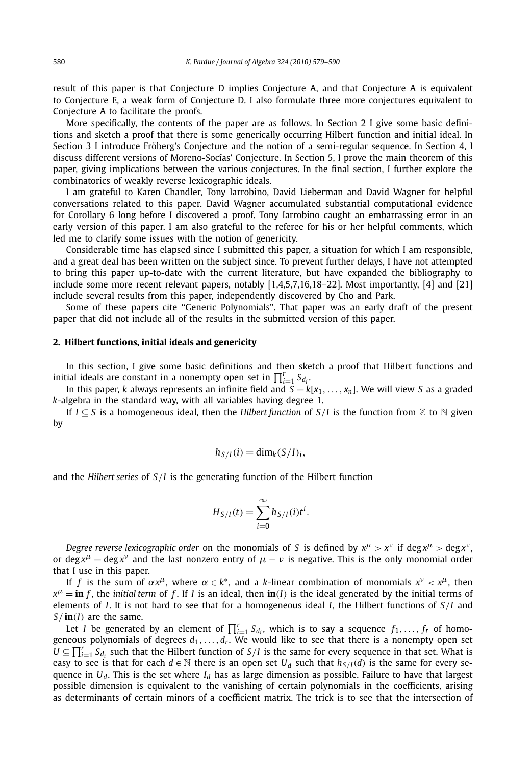result of this paper is that Conjecture D implies Conjecture A, and that Conjecture A is equivalent to Conjecture E, a weak form of Conjecture D. I also formulate three more conjectures equivalent to Conjecture A to facilitate the proofs.

More specifically, the contents of the paper are as follows. In Section 2 I give some basic definitions and sketch a proof that there is some generically occurring Hilbert function and initial ideal. In Section 3 I introduce Fröberg's Conjecture and the notion of a semi-regular sequence. In Section 4, I discuss different versions of Moreno-Socías' Conjecture. In Section 5, I prove the main theorem of this paper, giving implications between the various conjectures. In the final section, I further explore the combinatorics of weakly reverse lexicographic ideals.

I am grateful to Karen Chandler, Tony Iarrobino, David Lieberman and David Wagner for helpful conversations related to this paper. David Wagner accumulated substantial computational evidence for Corollary 6 long before I discovered a proof. Tony Iarrobino caught an embarrassing error in an early version of this paper. I am also grateful to the referee for his or her helpful comments, which led me to clarify some issues with the notion of genericity.

Considerable time has elapsed since I submitted this paper, a situation for which I am responsible, and a great deal has been written on the subject since. To prevent further delays, I have not attempted to bring this paper up-to-date with the current literature, but have expanded the bibliography to include some more recent relevant papers, notably [1,4,5,7,16,18–22]. Most importantly, [4] and [21] include several results from this paper, independently discovered by Cho and Park.

Some of these papers cite "Generic Polynomials". That paper was an early draft of the present paper that did not include all of the results in the submitted version of this paper.

## 2. Hilbert functions, initial ideals and genericity

In this section, I give some basic definitions and then sketch a proof that Hilbert functions and initial ideals are constant in a nonempty open set in $\prod_{i=1}^{r} S_{d_i}$.

In this paper, $k$ always represents an infinite field and $S = k[x_1, \dots, x_n]$. We will view $S$ as a graded $k$-algebra in the standard way, with all variables having degree 1.

If $I \subseteq S$ is a homogeneous ideal, then the *Hilbert function* of $S/I$ is the function from $\mathbb{Z}$ to $\mathbb{N}$ given by

$$h_{S/I}(i) = \dim_k (S/I)_i,$$

and the *Hilbert series* of $S/I$ is the generating function of the Hilbert function

$$H_{S/I}(t) = \sum_{i=0}^{\infty} h_{S/I}(i) t^i.$$

*Degree reverse lexicographic order* on the monomials of $S$ is defined by $x^\mu > x^\nu$ if $\deg x^\mu > \deg x^\nu$, or $\deg x^\mu = \deg x^\nu$ and the last nonzero entry of $\mu - \nu$ is negative. This is the only monomial order that I use in this paper.

If $f$ is the sum of $\alpha x^\mu$, where $\alpha \in k^*$, and a $k$-linear combination of monomials $x^\nu < x^\mu$, then $x^\mu = \mathbf{in}\, f$, the *initial term* of $f$. If $I$ is an ideal, then $\mathbf{in}(I)$ is the ideal generated by the initial terms of elements of $I$. It is not hard to see that for a homogeneous ideal $I$, the Hilbert functions of $S/I$ and $S/\mathbf{in}(I)$ are the same.

Let $I$ be generated by an element of $\prod_{i=1}^{r} S_{d_i}$, which is to say a sequence $f_1, \dots, f_r$ of homogeneous polynomials of degrees $d_1, \dots, d_r$. We would like to see that there is a nonempty open set $U \subseteq \prod_{i=1}^{r} S_{d_i}$ such that the Hilbert function of $S/I$ is the same for every sequence in that set. What is easy to see is that for each $d \in \mathbb{N}$ there is an open set $U_d$ such that $h_{S/I}(d)$ is the same for every sequence in $U_d$. This is the set where $I_d$ has as large dimension as possible. Failure to have that largest possible dimension is equivalent to the vanishing of certain polynomials in the coefficients, arising as determinants of certain minors of a coefficient matrix. The trick is to see that the intersection of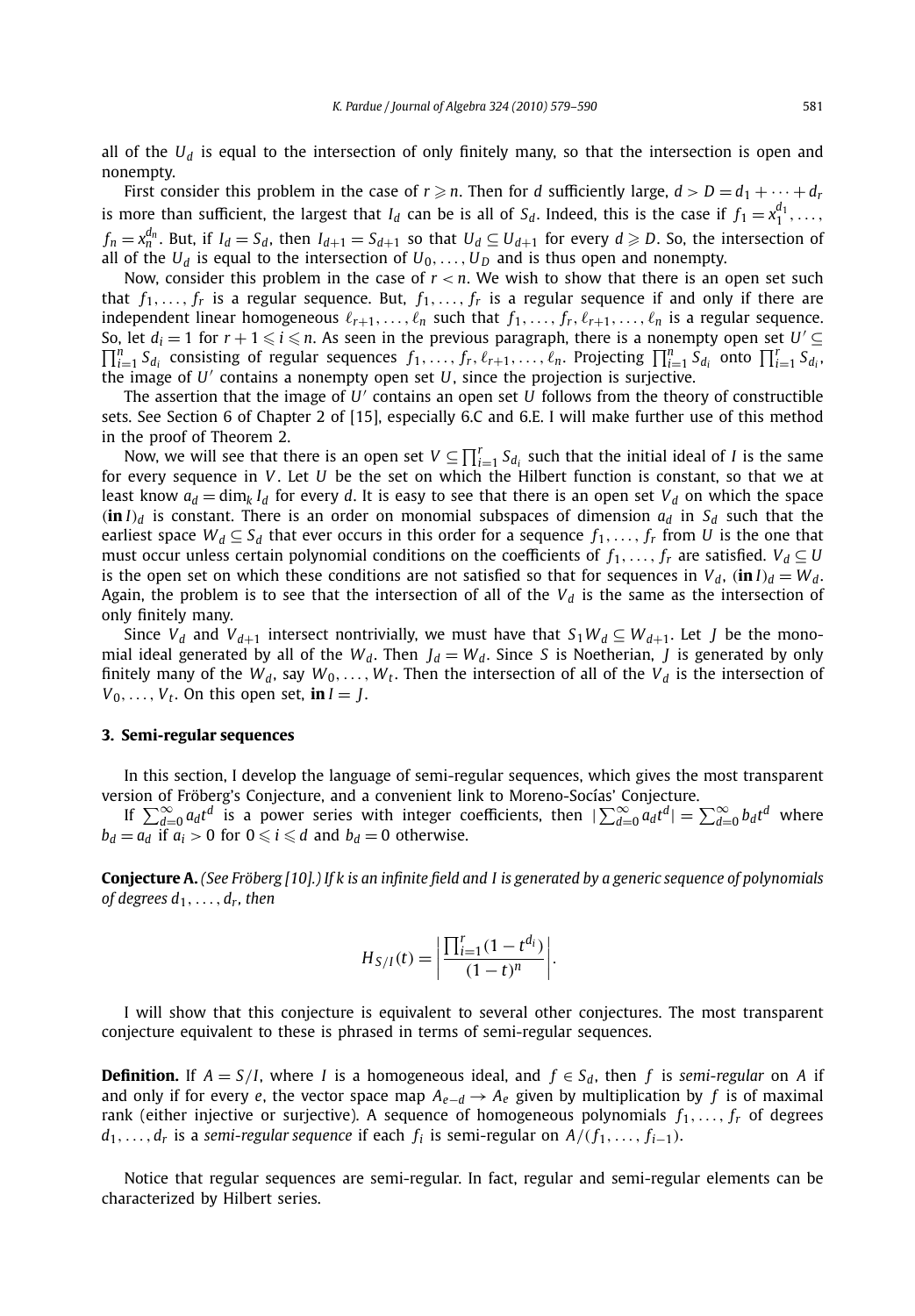all of the $U_d$ is equal to the intersection of only finitely many, so that the intersection is open and nonempty.

First consider this problem in the case of $r \geqslant n$. Then for $d$ sufficiently large, $d > D = d_1 + \cdots + d_r$ is more than sufficient, the largest that $I_d$ can be is all of $S_d$. Indeed, this is the case if $f_1 = x_1^{d_1}, \ldots, f_n = x_n^{d_n}$. But, if $I_d = S_d$, then $I_{d+1} = S_{d+1}$ so that $U_d \subseteq U_{d+1}$ for every $d \geqslant D$. So, the intersection of all of the $U_d$ is equal to the intersection of $U_0, \ldots, U_D$ and is thus open and nonempty.

Now, consider this problem in the case of $r < n$. We wish to show that there is an open set such that $f_1, \ldots, f_r$ is a regular sequence. But, $f_1, \ldots, f_r$ is a regular sequence if and only if there are independent linear homogeneous $\ell_{r+1}, \ldots, \ell_n$ such that $f_1, \ldots, f_r, \ell_{r+1}, \ldots, \ell_n$ is a regular sequence. So, let $d_i = 1$ for $r + 1 \leqslant i \leqslant n$. As seen in the previous paragraph, there is a nonempty open set $U' \subseteq \prod_{i=1}^n S_{d_i}$ consisting of regular sequences $f_1, \ldots, f_r, \ell_{r+1}, \ldots, \ell_n$. Projecting $\prod_{i=1}^n S_{d_i}$ onto $\prod_{i=1}^r S_{d_i}$, the image of $U'$ contains a nonempty open set $U$, since the projection is surjective.

The assertion that the image of $U'$ contains an open set $U$ follows from the theory of constructible sets. See Section 6 of Chapter 2 of [15], especially 6.C and 6.E. I will make further use of this method in the proof of Theorem 2.

Now, we will see that there is an open set $V \subseteq \prod_{i=1}^r S_{d_i}$ such that the initial ideal of $I$ is the same for every sequence in $V$. Let $U$ be the set on which the Hilbert function is constant, so that we at least know $a_d = \dim_k I_d$ for every $d$. It is easy to see that there is an open set $V_d$ on which the space $(\mathbf{in}\, I)_d$ is constant. There is an order on monomial subspaces of dimension $a_d$ in $S_d$ such that the earliest space $W_d \subseteq S_d$ that ever occurs in this order for a sequence $f_1, \ldots, f_r$ from $U$ is the one that must occur unless certain polynomial conditions on the coefficients of $f_1, \ldots, f_r$ are satisfied. $V_d \subseteq U$ is the open set on which these conditions are not satisfied so that for sequences in $V_d$, $(\mathbf{in}\, I)_d = W_d$. Again, the problem is to see that the intersection of all of the $V_d$ is the same as the intersection of only finitely many.

Since $V_d$ and $V_{d+1}$ intersect nontrivially, we must have that $S_1 W_d \subseteq W_{d+1}$. Let $J$ be the monomial ideal generated by all of the $W_d$. Then $J_d = W_d$. Since $S$ is Noetherian, $J$ is generated by only finitely many of the $W_d$, say $W_0, \ldots, W_t$. Then the intersection of all of the $V_d$ is the intersection of $V_0, \ldots, V_t$. On this open set, $\mathbf{in}\, I = J$.

## 3. Semi-regular sequences

In this section, I develop the language of semi-regular sequences, which gives the most transparent version of Fröberg's Conjecture, and a convenient link to Moreno-Socías' Conjecture.

If $\sum_{d=0}^\infty a_d t^d$ is a power series with integer coefficients, then $|\sum_{d=0}^\infty a_d t^d| = \sum_{d=0}^\infty b_d t^d$ where $b_d = a_d$ if $a_i > 0$ for $0 \leqslant i \leqslant d$ and $b_d = 0$ otherwise.

**Conjecture A.** *(See Fröberg [10].) If $k$ is an infinite field and $I$ is generated by a generic sequence of polynomials of degrees $d_1, \ldots, d_r$, then*

$$H_{S/I}(t) = \left| \frac{\prod_{i=1}^r (1 - t^{d_i})}{(1 - t)^n} \right|.$$

I will show that this conjecture is equivalent to several other conjectures. The most transparent conjecture equivalent to these is phrased in terms of semi-regular sequences.

**Definition.** If $A = S/I$, where $I$ is a homogeneous ideal, and $f \in S_d$, then $f$ is *semi-regular* on $A$ if and only if for every $e$, the vector space map $A_{e-d} \to A_e$ given by multiplication by $f$ is of maximal rank (either injective or surjective). A sequence of homogeneous polynomials $f_1, \ldots, f_r$ of degrees $d_1, \ldots, d_r$ is a *semi-regular sequence* if each $f_i$ is semi-regular on $A/(f_1, \ldots, f_{i-1})$.

Notice that regular sequences are semi-regular. In fact, regular and semi-regular elements can be characterized by Hilbert series.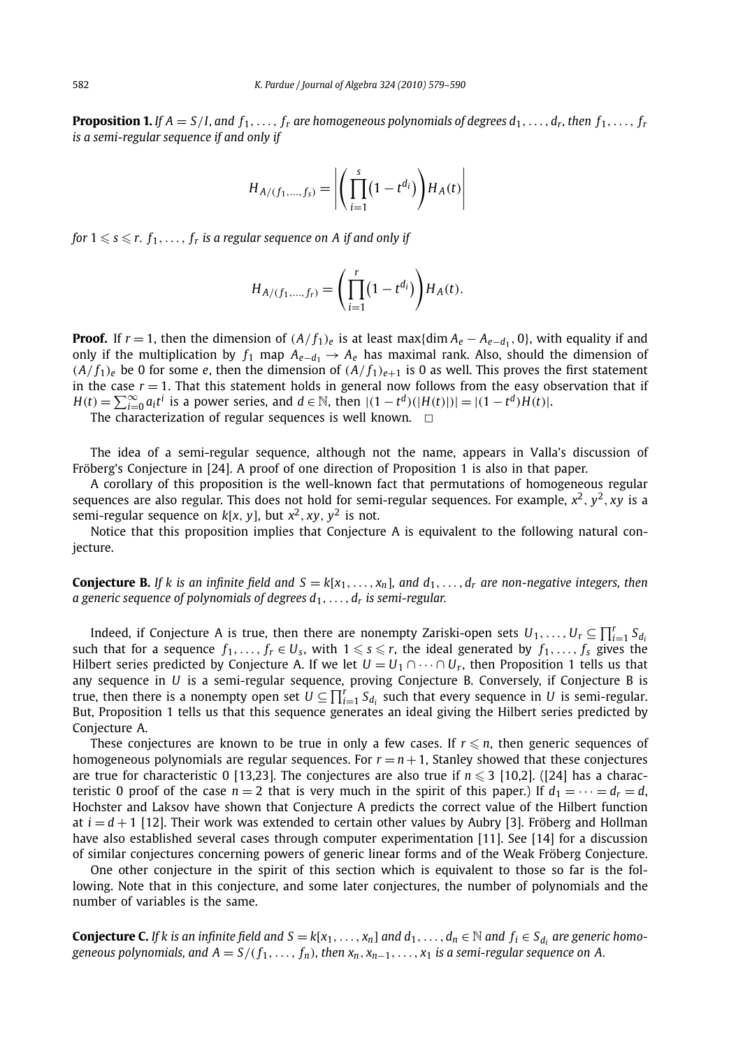**Proposition 1.** *If $A = S/I$, and $f_1, \dots, f_r$ are homogeneous polynomials of degrees $d_1, \dots, d_r$, then $f_1, \dots, f_r$ is a semi-regular sequence if and only if*

$$H_{A/(f_1,\dots,f_s)} = \left| \left( \prod_{i=1}^{s} \left(1 - t^{d_i}\right) \right) H_A(t) \right|$$

*for $1 \leqslant s \leqslant r$. $f_1, \dots, f_r$ is a regular sequence on $A$ if and only if*

$$H_{A/(f_1,\dots,f_r)} = \left( \prod_{i=1}^{r} \left(1 - t^{d_i}\right) \right) H_A(t).$$

**Proof.** If $r = 1$, then the dimension of $(A/f_1)_e$ is at least $\max\{\dim A_e - A_{e-d_1}, 0\}$, with equality if and only if the multiplication by $f_1$ map $A_{e-d_1} \to A_e$ has maximal rank. Also, should the dimension of $(A/f_1)_e$ be 0 for some $e$, then the dimension of $(A/f_1)_{e+1}$ is 0 as well. This proves the first statement in the case $r = 1$. That this statement holds in general now follows from the easy observation that if $H(t) = \sum_{i=0}^{\infty} a_i t^i$ is a power series, and $d \in \mathbb{N}$, then $|(1 - t^d)(|H(t)|)| = |(1 - t^d)H(t)|$.

The characterization of regular sequences is well known. $\square$

The idea of a semi-regular sequence, although not the name, appears in Valla's discussion of Fröberg's Conjecture in [24]. A proof of one direction of Proposition 1 is also in that paper.

A corollary of this proposition is the well-known fact that permutations of homogeneous regular sequences are also regular. This does not hold for semi-regular sequences. For example, $x^2, y^2, xy$ is a semi-regular sequence on $k[x, y]$, but $x^2, xy, y^2$ is not.

Notice that this proposition implies that Conjecture A is equivalent to the following natural conjecture.

**Conjecture B.** *If $k$ is an infinite field and $S = k[x_1, \dots, x_n]$, and $d_1, \dots, d_r$ are non-negative integers, then a generic sequence of polynomials of degrees $d_1, \dots, d_r$ is semi-regular.*

Indeed, if Conjecture A is true, then there are nonempty Zariski-open sets $U_1, \dots, U_r \subseteq \prod_{i=1}^{r} S_{d_i}$ such that for a sequence $f_1, \dots, f_r \in U_s$, with $1 \leqslant s \leqslant r$, the ideal generated by $f_1, \dots, f_s$ gives the Hilbert series predicted by Conjecture A. If we let $U = U_1 \cap \dots \cap U_r$, then Proposition 1 tells us that any sequence in $U$ is a semi-regular sequence, proving Conjecture B. Conversely, if Conjecture B is true, then there is a nonempty open set $U \subseteq \prod_{i=1}^{r} S_{d_i}$ such that every sequence in $U$ is semi-regular. But, Proposition 1 tells us that this sequence generates an ideal giving the Hilbert series predicted by Conjecture A.

These conjectures are known to be true in only a few cases. If $r \leqslant n$, then generic sequences of homogeneous polynomials are regular sequences. For $r = n + 1$, Stanley showed that these conjectures are true for characteristic 0 [13,23]. The conjectures are also true if $n \leqslant 3$ [10,2]. ([24] has a characteristic 0 proof of the case $n = 2$ that is very much in the spirit of this paper.) If $d_1 = \dots = d_r = d$, Hochster and Laksov have shown that Conjecture A predicts the correct value of the Hilbert function at $i = d + 1$ [12]. Their work was extended to certain other values by Aubry [3]. Fröberg and Hollman have also established several cases through computer experimentation [11]. See [14] for a discussion of similar conjectures concerning powers of generic linear forms and of the Weak Fröberg Conjecture.

One other conjecture in the spirit of this section which is equivalent to those so far is the following. Notice that in this conjecture, and some later conjectures, the number of polynomials and the number of variables is the same.

**Conjecture C.** *If $k$ is an infinite field and $S = k[x_1, \dots, x_n]$ and $d_1, \dots, d_n \in \mathbb{N}$ and $f_i \in S_{d_i}$ are generic homogeneous polynomials, and $A = S/(f_1, \dots, f_n)$, then $x_n, x_{n-1}, \dots, x_1$ is a semi-regular sequence on $A$.*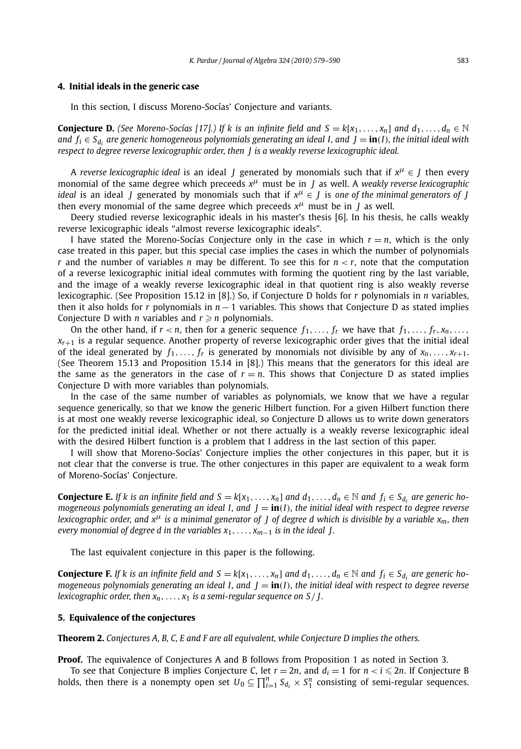## 4. Initial ideals in the generic case

In this section, I discuss Moreno-Socías' Conjecture and variants.

**Conjecture D.** *(See Moreno-Socías [17].) If $k$ is an infinite field and $S = k[x_1, \ldots, x_n]$ and $d_1, \ldots, d_n \in \mathbb{N}$ and $f_i \in S_{d_i}$ are generic homogeneous polynomials generating an ideal $I$, and $J = \mathbf{in}(I)$, the initial ideal with respect to degree reverse lexicographic order, then $J$ is a weakly reverse lexicographic ideal.*

A *reverse lexicographic ideal* is an ideal $J$ generated by monomials such that if $x^\mu \in J$ then every monomial of the same degree which preceeds $x^\mu$ must be in $J$ as well. A *weakly reverse lexicographic ideal* is an ideal $J$ generated by monomials such that if $x^\mu \in J$ is *one of the minimal generators of $J$* then every monomial of the same degree which preceeds $x^\mu$ must be in $J$ as well.

Deery studied reverse lexicographic ideals in his master's thesis [6]. In his thesis, he calls weakly reverse lexicographic ideals "almost reverse lexicographic ideals".

I have stated the Moreno-Socías Conjecture only in the case in which $r = n$, which is the only case treated in this paper, but this special case implies the cases in which the number of polynomials $r$ and the number of variables $n$ may be different. To see this for $n < r$, note that the computation of a reverse lexicographic initial ideal commutes with forming the quotient ring by the last variable, and the image of a weakly reverse lexicographic ideal in that quotient ring is also weakly reverse lexicographic. (See Proposition 15.12 in [8].) So, if Conjecture D holds for $r$ polynomials in $n$ variables, then it also holds for $r$ polynomials in $n - 1$ variables. This shows that Conjecture D as stated implies Conjecture D with $n$ variables and $r \geqslant n$ polynomials.

On the other hand, if $r < n$, then for a generic sequence $f_1, \ldots, f_r$ we have that $f_1, \ldots, f_r, x_n, \ldots, x_{r+1}$ is a regular sequence. Another property of reverse lexicographic order gives that the initial ideal of the ideal generated by $f_1, \ldots, f_r$ is generated by monomials not divisible by any of $x_n, \ldots, x_{r+1}$. (See Theorem 15.13 and Proposition 15.14 in [8].) This means that the generators for this ideal are the same as the generators in the case of $r = n$. This shows that Conjecture D as stated implies Conjecture D with more variables than polynomials.

In the case of the same number of variables as polynomials, we know that we have a regular sequence generically, so that we know the generic Hilbert function. For a given Hilbert function there is at most one weakly reverse lexicographic ideal, so Conjecture D allows us to write down generators for the predicted initial ideal. Whether or not there actually is a weakly reverse lexicographic ideal with the desired Hilbert function is a problem that I address in the last section of this paper.

I will show that Moreno-Socías' Conjecture implies the other conjectures in this paper, but it is not clear that the converse is true. The other conjectures in this paper are equivalent to a weak form of Moreno-Socías' Conjecture.

**Conjecture E.** *If $k$ is an infinite field and $S = k[x_1, \ldots, x_n]$ and $d_1, \ldots, d_n \in \mathbb{N}$ and $f_i \in S_{d_i}$ are generic homogeneous polynomials generating an ideal $I$, and $J = \mathbf{in}(I)$, the initial ideal with respect to degree reverse lexicographic order, and $x^\mu$ is a minimal generator of $J$ of degree $d$ which is divisible by a variable $x_m$, then every monomial of degree $d$ in the variables $x_1, \ldots, x_{m-1}$ is in the ideal $J$.*

The last equivalent conjecture in this paper is the following.

**Conjecture F.** *If $k$ is an infinite field and $S = k[x_1, \ldots, x_n]$ and $d_1, \ldots, d_n \in \mathbb{N}$ and $f_i \in S_{d_i}$ are generic homogeneous polynomials generating an ideal $I$, and $J = \mathbf{in}(I)$, the initial ideal with respect to degree reverse lexicographic order, then $x_n, \ldots, x_1$ is a semi-regular sequence on $S/J$.*

## 5. Equivalence of the conjectures

**Theorem 2.** *Conjectures A, B, C, E and F are all equivalent, while Conjecture D implies the others.*

**Proof.** The equivalence of Conjectures A and B follows from Proposition 1 as noted in Section 3.

To see that Conjecture B implies Conjecture C, let $r = 2n$, and $d_i = 1$ for $n < i \leqslant 2n$. If Conjecture B holds, then there is a nonempty open set $U_0 \subseteq \prod_{i=1}^n S_{d_i} \times S_1^n$ consisting of semi-regular sequences.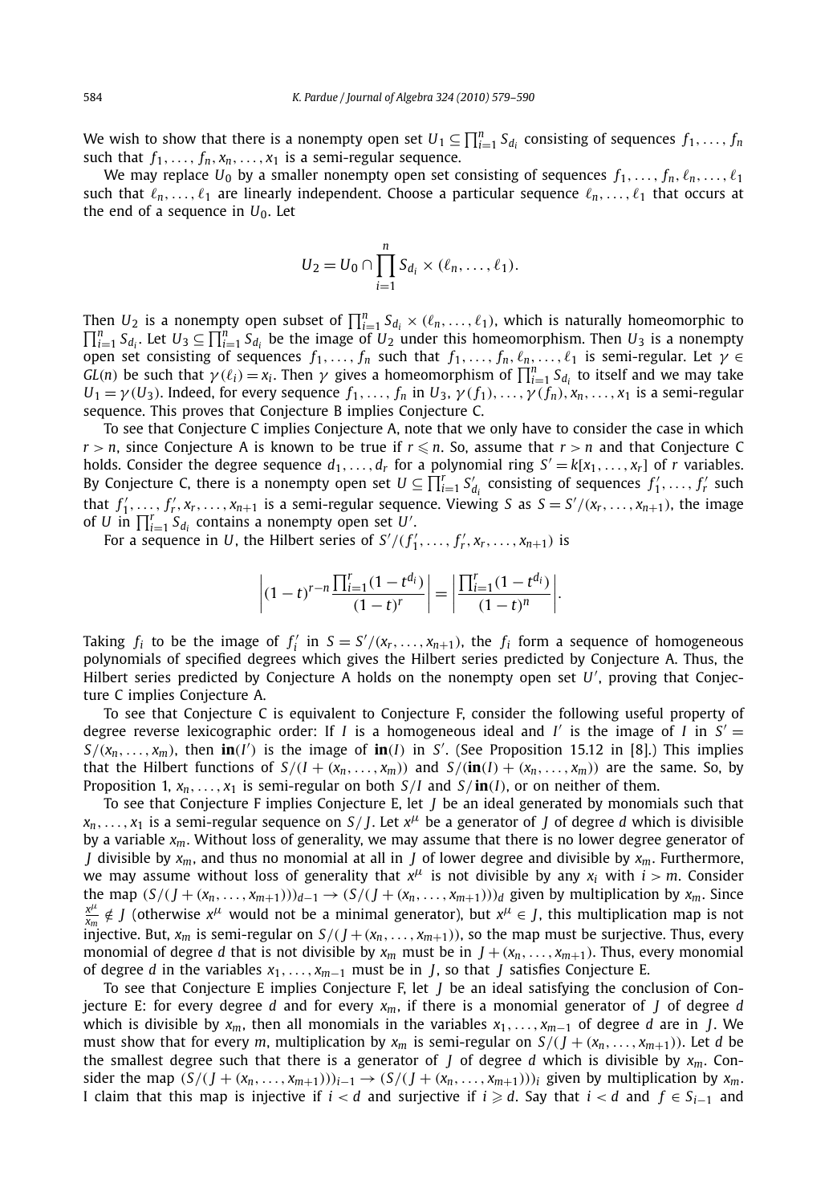We wish to show that there is a nonempty open set $U_1 \subseteq \prod_{i=1}^n S_{d_i}$ consisting of sequences $f_1, \dots, f_n$ such that $f_1, \dots, f_n, x_n, \dots, x_1$ is a semi-regular sequence.

We may replace $U_0$ by a smaller nonempty open set consisting of sequences $f_1, \dots, f_n, \ell_n, \dots, \ell_1$ such that $\ell_n, \dots, \ell_1$ are linearly independent. Choose a particular sequence $\ell_n, \dots, \ell_1$ that occurs at the end of a sequence in $U_0$. Let

$$U_2 = U_0 \cap \prod_{i=1}^n S_{d_i} \times (\ell_n, \dots, \ell_1).$$

Then $U_2$ is a nonempty open subset of $\prod_{i=1}^n S_{d_i} \times (\ell_n, \dots, \ell_1)$, which is naturally homeomorphic to $\prod_{i=1}^n S_{d_i}$. Let $U_3 \subseteq \prod_{i=1}^n S_{d_i}$ be the image of $U_2$ under this homeomorphism. Then $U_3$ is a nonempty open set consisting of sequences $f_1, \dots, f_n$ such that $f_1, \dots, f_n, \ell_n, \dots, \ell_1$ is semi-regular. Let $\gamma \in GL(n)$ be such that $\gamma(\ell_i) = x_i$. Then $\gamma$ gives a homeomorphism of $\prod_{i=1}^n S_{d_i}$ to itself and we may take $U_1 = \gamma(U_3)$. Indeed, for every sequence $f_1, \dots, f_n$ in $U_3$, $\gamma(f_1), \dots, \gamma(f_n), x_n, \dots, x_1$ is a semi-regular sequence. This proves that Conjecture B implies Conjecture C.

To see that Conjecture C implies Conjecture A, note that we only have to consider the case in which $r > n$, since Conjecture A is known to be true if $r \leqslant n$. So, assume that $r > n$ and that Conjecture C holds. Consider the degree sequence $d_1, \dots, d_r$ for a polynomial ring $S' = k[x_1, \dots, x_r]$ of $r$ variables. By Conjecture C, there is a nonempty open set $U \subseteq \prod_{i=1}^r S'_{d_i}$ consisting of sequences $f'_1, \dots, f'_r$ such that $f'_1, \dots, f'_r, x_r, \dots, x_{n+1}$ is a semi-regular sequence. Viewing $S$ as $S = S'/(x_r, \dots, x_{n+1})$, the image of $U$ in $\prod_{i=1}^r S_{d_i}$ contains a nonempty open set $U'$.

For a sequence in $U$, the Hilbert series of $S'/(f'_1, \dots, f'_r, x_r, \dots, x_{n+1})$ is

$$\left| (1-t)^{r-n} \frac{\prod_{i=1}^r (1 - t^{d_i})}{(1-t)^r} \right| = \left| \frac{\prod_{i=1}^r (1 - t^{d_i})}{(1-t)^n} \right|.$$

Taking $f_i$ to be the image of $f'_i$ in $S = S'/(x_r, \dots, x_{n+1})$, the $f_i$ form a sequence of homogeneous polynomials of specified degrees which gives the Hilbert series predicted by Conjecture A. Thus, the Hilbert series predicted by Conjecture A holds on the nonempty open set $U'$, proving that Conjecture C implies Conjecture A.

To see that Conjecture C is equivalent to Conjecture F, consider the following useful property of degree reverse lexicographic order: If $I$ is a homogeneous ideal and $I'$ is the image of $I$ in $S' = S/(x_n, \dots, x_m)$, then $\mathbf{in}(I')$ is the image of $\mathbf{in}(I)$ in $S'$. (See Proposition 15.12 in [8].) This implies that the Hilbert functions of $S/(I + (x_n, \dots, x_m))$ and $S/(\mathbf{in}(I) + (x_n, \dots, x_m))$ are the same. So, by Proposition 1, $x_n, \dots, x_1$ is semi-regular on both $S/I$ and $S/\mathbf{in}(I)$, or on neither of them.

To see that Conjecture F implies Conjecture E, let $J$ be an ideal generated by monomials such that $x_n, \dots, x_1$ is a semi-regular sequence on $S/J$. Let $x^\mu$ be a generator of $J$ of degree $d$ which is divisible by a variable $x_m$. Without loss of generality, we may assume that there is no lower degree generator of $J$ divisible by $x_m$, and thus no monomial at all in $J$ of lower degree and divisible by $x_m$. Furthermore, we may assume without loss of generality that $x^\mu$ is not divisible by any $x_i$ with $i > m$. Consider the map $(S/(J + (x_n, \dots, x_{m+1})))_{d-1} \to (S/(J + (x_n, \dots, x_{m+1})))_d$ given by multiplication by $x_m$. Since $\frac{x^\mu}{x_m} \notin J$ (otherwise $x^\mu$ would not be a minimal generator), but $x^\mu \in J$, this multiplication map is not injective. But, $x_m$ is semi-regular on $S/(J + (x_n, \dots, x_{m+1}))$, so the map must be surjective. Thus, every monomial of degree $d$ that is not divisible by $x_m$ must be in $J + (x_n, \dots, x_{m+1})$. Thus, every monomial of degree $d$ in the variables $x_1, \dots, x_{m-1}$ must be in $J$, so that $J$ satisfies Conjecture E.

To see that Conjecture E implies Conjecture F, let $J$ be an ideal satisfying the conclusion of Conjecture E: for every degree $d$ and for every $x_m$, if there is a monomial generator of $J$ of degree $d$ which is divisible by $x_m$, then all monomials in the variables $x_1, \dots, x_{m-1}$ of degree $d$ are in $J$. We must show that for every $m$, multiplication by $x_m$ is semi-regular on $S/(J + (x_n, \dots, x_{m+1}))$. Let $d$ be the smallest degree such that there is a generator of $J$ of degree $d$ which is divisible by $x_m$. Consider the map $(S/(J + (x_n, \dots, x_{m+1})))_{i-1} \to (S/(J + (x_n, \dots, x_{m+1})))_i$ given by multiplication by $x_m$. I claim that this map is injective if $i < d$ and surjective if $i \geqslant d$. Say that $i < d$ and $f \in S_{i-1}$ and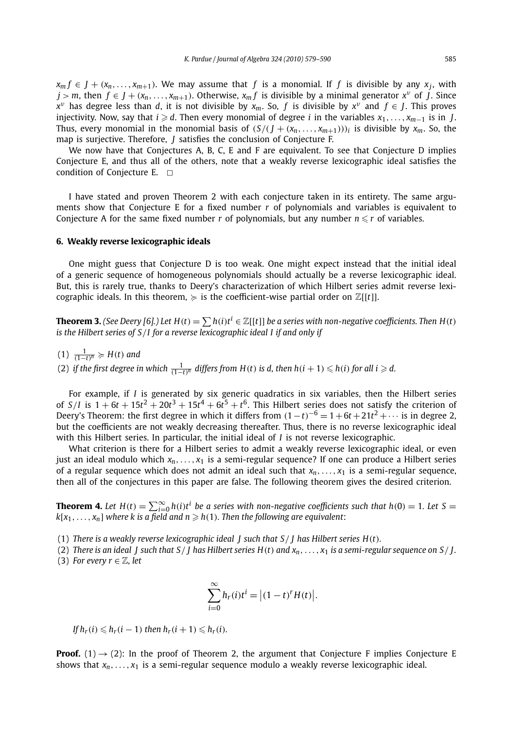$x_m f \in J + (x_n, \ldots, x_{m+1})$. We may assume that $f$ is a monomial. If $f$ is divisible by any $x_j$, with $j > m$, then $f \in J + (x_n, \ldots, x_{m+1})$. Otherwise, $x_m f$ is divisible by a minimal generator $x^\nu$ of $J$. Since $x^\nu$ has degree less than $d$, it is not divisible by $x_m$. So, $f$ is divisible by $x^\nu$ and $f \in J$. This proves injectivity. Now, say that $i \geqslant d$. Then every monomial of degree $i$ in the variables $x_1, \ldots, x_{m-1}$ is in $J$. Thus, every monomial in the monomial basis of $(S/(J + (x_n, \ldots, x_{m+1})))_i$ is divisible by $x_m$. So, the map is surjective. Therefore, $J$ satisfies the conclusion of Conjecture F.

We now have that Conjectures A, B, C, E and F are equivalent. To see that Conjecture D implies Conjecture E, and thus all of the others, note that a weakly reverse lexicographic ideal satisfies the condition of Conjecture E. $\square$

I have stated and proven Theorem 2 with each conjecture taken in its entirety. The same arguments show that Conjecture E for a fixed number $r$ of polynomials and variables is equivalent to Conjecture A for the same fixed number $r$ of polynomials, but any number $n \leqslant r$ of variables.

## 6. Weakly reverse lexicographic ideals

One might guess that Conjecture D is too weak. One might expect instead that the initial ideal of a generic sequence of homogeneous polynomials should actually be a reverse lexicographic ideal. But, this is rarely true, thanks to Deery's characterization of which Hilbert series admit reverse lexicographic ideals. In this theorem, $\succcurlyeq$ is the coefficient-wise partial order on $\mathbb{Z}[[t]]$.

**Theorem 3.** *(See Deery [6].) Let $H(t) = \sum h(i)t^i \in \mathbb{Z}[[t]]$ be a series with non-negative coefficients. Then $H(t)$ is the Hilbert series of $S/I$ for a reverse lexicographic ideal $I$ if and only if*

(1) $\frac{1}{(1-t)^n} \succcurlyeq H(t)$ *and*
(2) *if the first degree in which $\frac{1}{(1-t)^n}$ differs from $H(t)$ is $d$, then $h(i+1) \leqslant h(i)$ for all $i \geqslant d$.*

For example, if $I$ is generated by six generic quadratics in six variables, then the Hilbert series of $S/I$ is $1 + 6t + 15t^2 + 20t^3 + 15t^4 + 6t^5 + t^6$. This Hilbert series does not satisfy the criterion of Deery's Theorem: the first degree in which it differs from $(1-t)^{-6} = 1 + 6t + 21t^2 + \cdots$ is in degree 2, but the coefficients are not weakly decreasing thereafter. Thus, there is no reverse lexicographic ideal with this Hilbert series. In particular, the initial ideal of $I$ is not reverse lexicographic.

What criterion is there for a Hilbert series to admit a weakly reverse lexicographic ideal, or even just an ideal modulo which $x_n, \ldots, x_1$ is a semi-regular sequence? If one can produce a Hilbert series of a regular sequence which does not admit an ideal such that $x_n, \ldots, x_1$ is a semi-regular sequence, then all of the conjectures in this paper are false. The following theorem gives the desired criterion.

**Theorem 4.** *Let $H(t) = \sum_{i=0}^{\infty} h(i)t^i$ be a series with non-negative coefficients such that $h(0) = 1$. Let $S = k[x_1, \ldots, x_n]$ where $k$ is a field and $n \geqslant h(1)$. Then the following are equivalent:*

(1) *There is a weakly reverse lexicographic ideal $J$ such that $S/J$ has Hilbert series $H(t)$.*
(2) *There is an ideal $J$ such that $S/J$ has Hilbert series $H(t)$ and $x_n, \ldots, x_1$ is a semi-regular sequence on $S/J$.*
(3) *For every $r \in \mathbb{Z}$, let*

$$\sum_{i=0}^{\infty} h_r(i)t^i = \left|(1-t)^r H(t)\right|.$$

*If $h_r(i) \leqslant h_r(i-1)$ then $h_r(i+1) \leqslant h_r(i)$.*

**Proof.** (1) $\rightarrow$ (2): In the proof of Theorem 2, the argument that Conjecture F implies Conjecture E shows that $x_n, \ldots, x_1$ is a semi-regular sequence modulo a weakly reverse lexicographic ideal.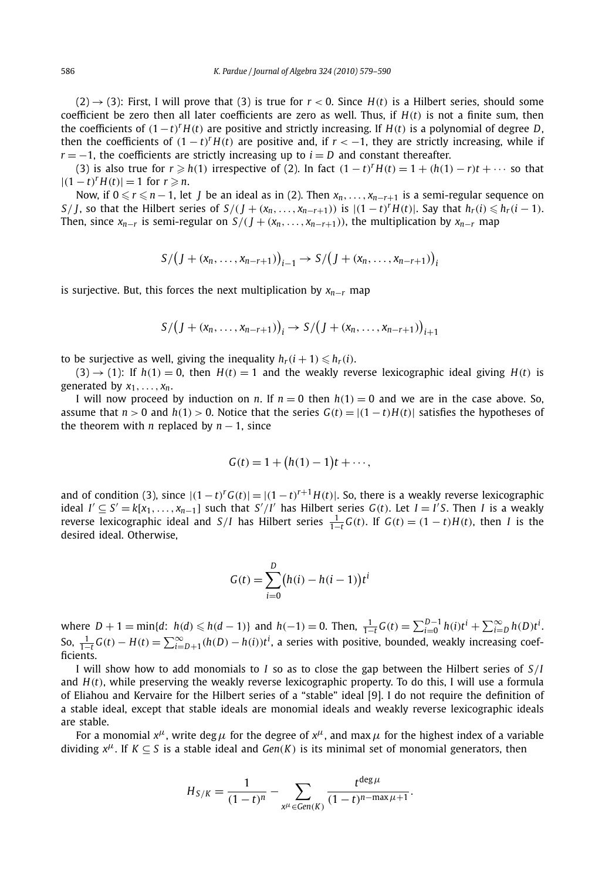(2) $\to$ (3): First, I will prove that (3) is true for $r < 0$. Since $H(t)$ is a Hilbert series, should some coefficient be zero then all later coefficients are zero as well. Thus, if $H(t)$ is not a finite sum, then the coefficients of $(1-t)^r H(t)$ are positive and strictly increasing. If $H(t)$ is a polynomial of degree $D$, then the coefficients of $(1-t)^r H(t)$ are positive and, if $r < -1$, they are strictly increasing, while if $r = -1$, the coefficients are strictly increasing up to $i = D$ and constant thereafter.

(3) is also true for $r \geqslant h(1)$ irrespective of (2). In fact $(1-t)^r H(t) = 1 + (h(1) - r)t + \cdots$ so that $|(1-t)^r H(t)| = 1$ for $r \geqslant n$.

Now, if $0 \leqslant r \leqslant n-1$, let $J$ be an ideal as in (2). Then $x_n, \ldots, x_{n-r+1}$ is a semi-regular sequence on $S/J$, so that the Hilbert series of $S/(J + (x_n, \ldots, x_{n-r+1}))$ is $|(1-t)^r H(t)|$. Say that $h_r(i) \leqslant h_r(i-1)$. Then, since $x_{n-r}$ is semi-regular on $S/(J + (x_n, \ldots, x_{n-r+1}))$, the multiplication by $x_{n-r}$ map

$$S/\big(J + (x_n, \ldots, x_{n-r+1})\big)_{i-1} \to S/\big(J + (x_n, \ldots, x_{n-r+1})\big)_i$$

is surjective. But, this forces the next multiplication by $x_{n-r}$ map

$$S/\big(J + (x_n, \ldots, x_{n-r+1})\big)_i \to S/\big(J + (x_n, \ldots, x_{n-r+1})\big)_{i+1}$$

to be surjective as well, giving the inequality $h_r(i+1) \leqslant h_r(i)$.

(3) $\to$ (1): If $h(1) = 0$, then $H(t) = 1$ and the weakly reverse lexicographic ideal giving $H(t)$ is generated by $x_1, \ldots, x_n$.

I will now proceed by induction on $n$. If $n = 0$ then $h(1) = 0$ and we are in the case above. So, assume that $n > 0$ and $h(1) > 0$. Notice that the series $G(t) = |(1-t)H(t)|$ satisfies the hypotheses of the theorem with $n$ replaced by $n-1$, since

$$G(t) = 1 + \big(h(1) - 1\big)t + \cdots,$$

and of condition (3), since $|(1-t)^r G(t)| = |(1-t)^{r+1} H(t)|$. So, there is a weakly reverse lexicographic ideal $I' \subseteq S' = k[x_1, \ldots, x_{n-1}]$ such that $S'/I'$ has Hilbert series $G(t)$. Let $I = I'S$. Then $I$ is a weakly reverse lexicographic ideal and $S/I$ has Hilbert series $\frac{1}{1-t} G(t)$. If $G(t) = (1-t)H(t)$, then $I$ is the desired ideal. Otherwise,

$$G(t) = \sum_{i=0}^{D} \big(h(i) - h(i-1)\big)t^i$$

where $D + 1 = \min\{d\colon\ h(d) \leqslant h(d-1)\}$ and $h(-1) = 0$. Then, $\frac{1}{1-t} G(t) = \sum_{i=0}^{D-1} h(i)t^i + \sum_{i=D}^{\infty} h(D)t^i$. So, $\frac{1}{1-t} G(t) - H(t) = \sum_{i=D+1}^{\infty} (h(D) - h(i))t^i$, a series with positive, bounded, weakly increasing coefficients.

I will show how to add monomials to $I$ so as to close the gap between the Hilbert series of $S/I$ and $H(t)$, while preserving the weakly reverse lexicographic property. To do this, I will use a formula of Eliahou and Kervaire for the Hilbert series of a "stable" ideal [9]. I do not require the definition of a stable ideal, except that stable ideals are monomial ideals and weakly reverse lexicographic ideals are stable.

For a monomial $x^\mu$, write $\deg \mu$ for the degree of $x^\mu$, and $\max \mu$ for the highest index of a variable dividing $x^\mu$. If $K \subseteq S$ is a stable ideal and $Gen(K)$ is its minimal set of monomial generators, then

$$H_{S/K} = \frac{1}{(1-t)^n} - \sum_{x^\mu \in Gen(K)} \frac{t^{\deg \mu}}{(1-t)^{n - \max \mu + 1}}.$$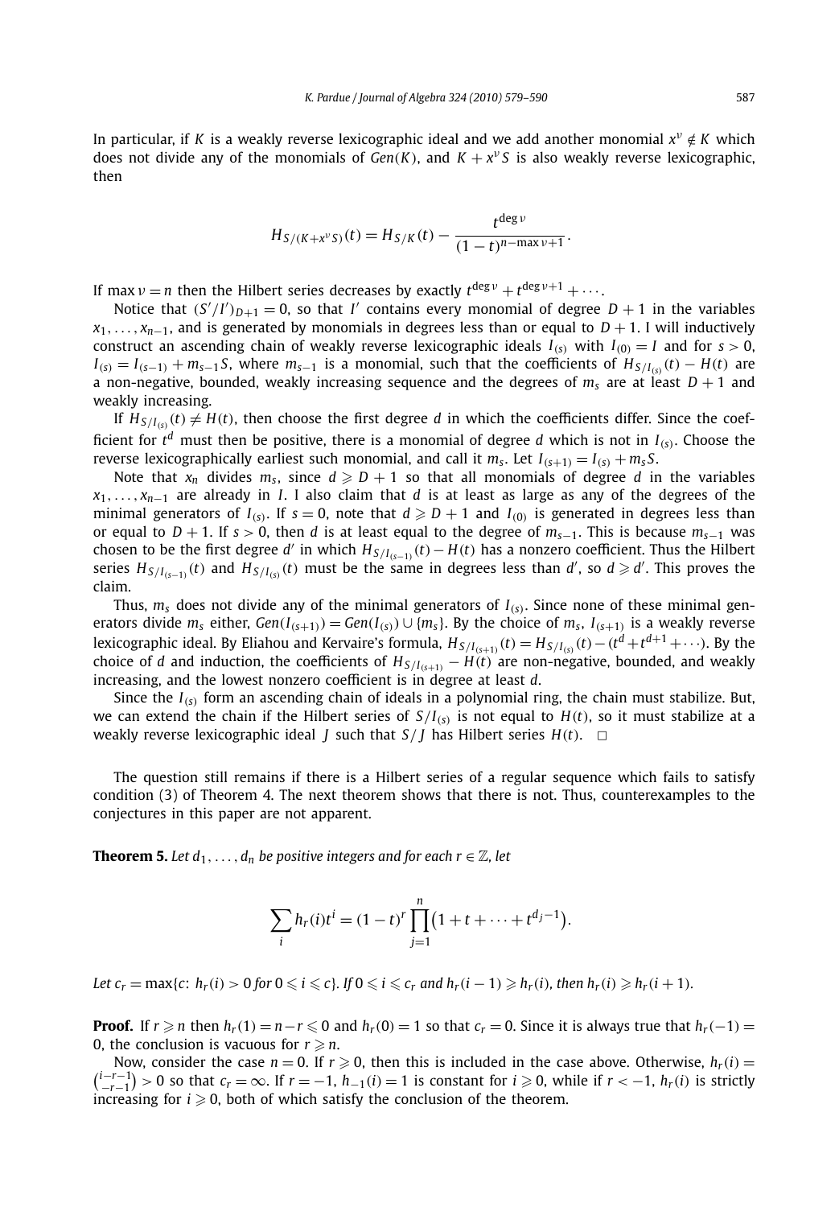In particular, if $K$ is a weakly reverse lexicographic ideal and we add another monomial $x^\nu \notin K$ which does not divide any of the monomials of $Gen(K)$, and $K + x^\nu S$ is also weakly reverse lexicographic, then

$$H_{S/(K+x^\nu S)}(t) = H_{S/K}(t) - \frac{t^{\deg \nu}}{(1-t)^{n-\max \nu+1}}.$$

If $\max \nu = n$ then the Hilbert series decreases by exactly $t^{\deg \nu} + t^{\deg \nu+1} + \cdots$.

Notice that $(S'/I')_{D+1} = 0$, so that $I'$ contains every monomial of degree $D+1$ in the variables $x_1, \ldots, x_{n-1}$, and is generated by monomials in degrees less than or equal to $D+1$. I will inductively construct an ascending chain of weakly reverse lexicographic ideals $I_{(s)}$ with $I_{(0)} = I$ and for $s > 0$, $I_{(s)} = I_{(s-1)} + m_{s-1}S$, where $m_{s-1}$ is a monomial, such that the coefficients of $H_{S/I_{(s)}}(t) - H(t)$ are a non-negative, bounded, weakly increasing sequence and the degrees of $m_s$ are at least $D+1$ and weakly increasing.

If $H_{S/I_{(s)}}(t) \neq H(t)$, then choose the first degree $d$ in which the coefficients differ. Since the coefficient for $t^d$ must then be positive, there is a monomial of degree $d$ which is not in $I_{(s)}$. Choose the reverse lexicographically earliest such monomial, and call it $m_s$. Let $I_{(s+1)} = I_{(s)} + m_s S$.

Note that $x_n$ divides $m_s$, since $d \geqslant D+1$ so that all monomials of degree $d$ in the variables $x_1, \ldots, x_{n-1}$ are already in $I$. I also claim that $d$ is at least as large as any of the degrees of the minimal generators of $I_{(s)}$. If $s = 0$, note that $d \geqslant D+1$ and $I_{(0)}$ is generated in degrees less than or equal to $D+1$. If $s > 0$, then $d$ is at least equal to the degree of $m_{s-1}$. This is because $m_{s-1}$ was chosen to be the first degree $d'$ in which $H_{S/I_{(s-1)}}(t) - H(t)$ has a nonzero coefficient. Thus the Hilbert series $H_{S/I_{(s-1)}}(t)$ and $H_{S/I_{(s)}}(t)$ must be the same in degrees less than $d'$, so $d \geqslant d'$. This proves the claim.

Thus, $m_s$ does not divide any of the minimal generators of $I_{(s)}$. Since none of these minimal generators divide $m_s$ either, $Gen(I_{(s+1)}) = Gen(I_{(s)}) \cup \{m_s\}$. By the choice of $m_s$, $I_{(s+1)}$ is a weakly reverse lexicographic ideal. By Eliahou and Kervaire's formula, $H_{S/I_{(s+1)}}(t) = H_{S/I_{(s)}}(t) - (t^d + t^{d+1} + \cdots)$. By the choice of $d$ and induction, the coefficients of $H_{S/I_{(s+1)}} - H(t)$ are non-negative, bounded, and weakly increasing, and the lowest nonzero coefficient is in degree at least $d$.

Since the $I_{(s)}$ form an ascending chain of ideals in a polynomial ring, the chain must stabilize. But, we can extend the chain if the Hilbert series of $S/I_{(s)}$ is not equal to $H(t)$, so it must stabilize at a weakly reverse lexicographic ideal $J$ such that $S/J$ has Hilbert series $H(t)$. $\square$

The question still remains if there is a Hilbert series of a regular sequence which fails to satisfy condition (3) of Theorem 4. The next theorem shows that there is not. Thus, counterexamples to the conjectures in this paper are not apparent.

**Theorem 5.** *Let $d_1, \ldots, d_n$ be positive integers and for each $r \in \mathbb{Z}$, let*

$$\sum_i h_r(i) t^i = (1-t)^r \prod_{j=1}^{n} \bigl(1 + t + \cdots + t^{d_j - 1}\bigr).$$

*Let $c_r = \max\{c\colon h_r(i) > 0 \text{ for } 0 \leqslant i \leqslant c\}$. If $0 \leqslant i \leqslant c_r$ and $h_r(i-1) \geqslant h_r(i)$, then $h_r(i) \geqslant h_r(i+1)$.*

**Proof.** If $r \geqslant n$ then $h_r(1) = n - r \leqslant 0$ and $h_r(0) = 1$ so that $c_r = 0$. Since it is always true that $h_r(-1) = 0$, the conclusion is vacuous for $r \geqslant n$.

Now, consider the case $n = 0$. If $r \geqslant 0$, then this is included in the case above. Otherwise, $h_r(i) = \binom{i-r-1}{-r-1} > 0$ so that $c_r = \infty$. If $r = -1$, $h_{-1}(i) = 1$ is constant for $i \geqslant 0$, while if $r < -1$, $h_r(i)$ is strictly increasing for $i \geqslant 0$, both of which satisfy the conclusion of the theorem.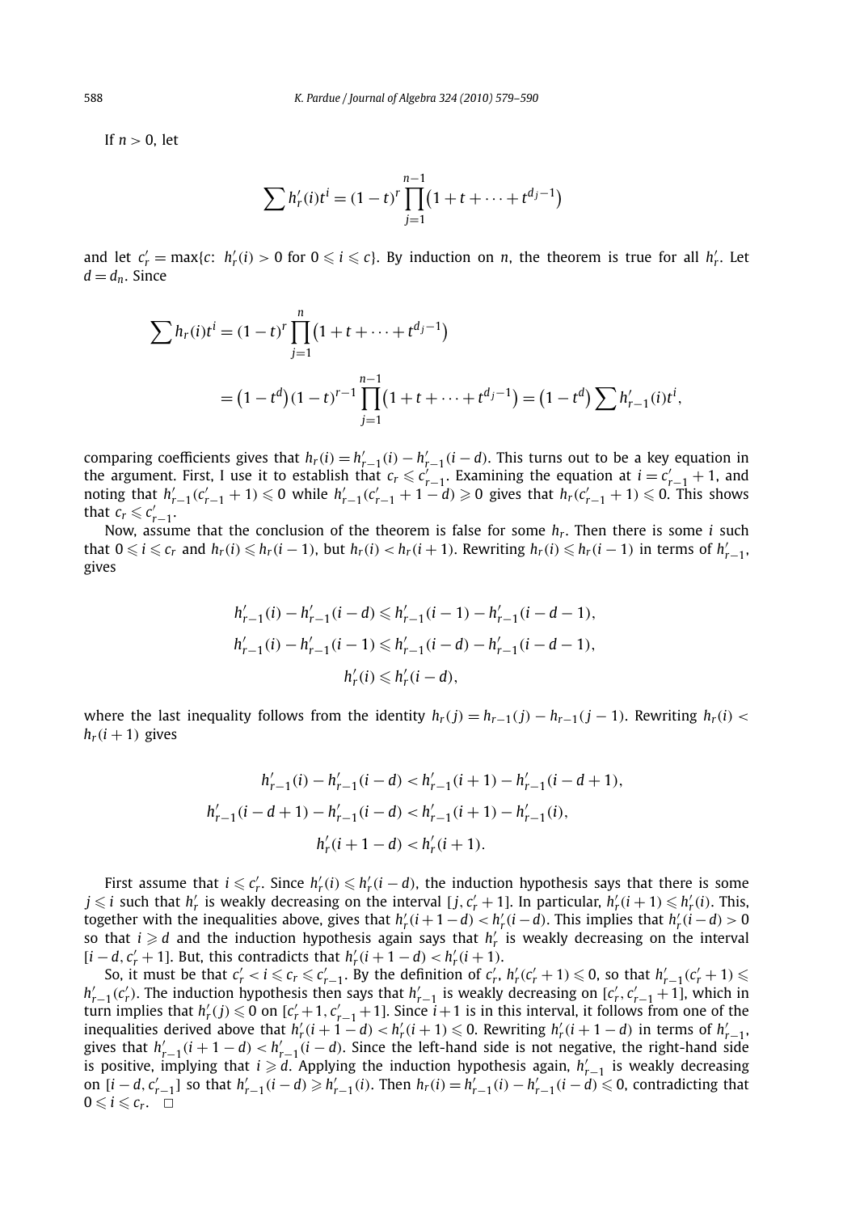If $n > 0$, let

$$\sum h'_r(i)t^i = (1-t)^r \prod_{j=1}^{n-1} \left(1 + t + \cdots + t^{d_j - 1}\right)$$

and let $c'_r = \max\{c\colon\ h'_r(i) > 0 \text{ for } 0 \leqslant i \leqslant c\}$. By induction on $n$, the theorem is true for all $h'_r$. Let $d = d_n$. Since

$$\begin{aligned}
\sum h_r(i)t^i &= (1-t)^r \prod_{j=1}^{n} \left(1 + t + \cdots + t^{d_j - 1}\right) \\
&= \left(1 - t^d\right)(1-t)^{r-1} \prod_{j=1}^{n-1} \left(1 + t + \cdots + t^{d_j - 1}\right) = \left(1 - t^d\right) \sum h'_{r-1}(i)t^i,
\end{aligned}$$

comparing coefficients gives that $h_r(i) = h'_{r-1}(i) - h'_{r-1}(i-d)$. This turns out to be a key equation in the argument. First, I use it to establish that $c_r \leqslant c'_{r-1}$. Examining the equation at $i = c'_{r-1} + 1$, and noting that $h'_{r-1}(c'_{r-1} + 1) \leqslant 0$ while $h'_{r-1}(c'_{r-1} + 1 - d) \geqslant 0$ gives that $h_r(c'_{r-1} + 1) \leqslant 0$. This shows that $c_r \leqslant c'_{r-1}$.

Now, assume that the conclusion of the theorem is false for some $h_r$. Then there is some $i$ such that $0 \leqslant i \leqslant c_r$ and $h_r(i) \leqslant h_r(i-1)$, but $h_r(i) < h_r(i+1)$. Rewriting $h_r(i) \leqslant h_r(i-1)$ in terms of $h'_{r-1}$, gives

$$\begin{gathered}
h'_{r-1}(i) - h'_{r-1}(i-d) \leqslant h'_{r-1}(i-1) - h'_{r-1}(i-d-1), \\
h'_{r-1}(i) - h'_{r-1}(i-1) \leqslant h'_{r-1}(i-d) - h'_{r-1}(i-d-1), \\
h'_r(i) \leqslant h'_r(i-d),
\end{gathered}$$

where the last inequality follows from the identity $h_r(j) = h_{r-1}(j) - h_{r-1}(j-1)$. Rewriting $h_r(i) < h_r(i+1)$ gives

$$\begin{gathered}
h'_{r-1}(i) - h'_{r-1}(i-d) < h'_{r-1}(i+1) - h'_{r-1}(i-d+1), \\
h'_{r-1}(i-d+1) - h'_{r-1}(i-d) < h'_{r-1}(i+1) - h'_{r-1}(i), \\
h'_r(i+1-d) < h'_r(i+1).
\end{gathered}$$

First assume that $i \leqslant c'_r$. Since $h'_r(i) \leqslant h'_r(i-d)$, the induction hypothesis says that there is some $j \leqslant i$ such that $h'_r$ is weakly decreasing on the interval $[j, c'_r + 1]$. In particular, $h'_r(i+1) \leqslant h'_r(i)$. This, together with the inequalities above, gives that $h'_r(i+1-d) < h'_r(i-d)$. This implies that $h'_r(i-d) > 0$ so that $i \geqslant d$ and the induction hypothesis again says that $h'_r$ is weakly decreasing on the interval $[i-d, c'_r + 1]$. But, this contradicts that $h'_r(i+1-d) < h'_r(i+1)$.

So, it must be that $c'_r < i \leqslant c_r \leqslant c'_{r-1}$. By the definition of $c'_r$, $h'_r(c'_r + 1) \leqslant 0$, so that $h'_{r-1}(c'_r + 1) \leqslant h'_{r-1}(c'_r)$. The induction hypothesis then says that $h'_{r-1}$ is weakly decreasing on $[c'_r, c'_{r-1} + 1]$, which in turn implies that $h'_r(j) \leqslant 0$ on $[c'_r + 1, c'_{r-1} + 1]$. Since $i+1$ is in this interval, it follows from one of the inequalities derived above that $h'_r(i+1-d) < h'_r(i+1) \leqslant 0$. Rewriting $h'_r(i+1-d)$ in terms of $h'_{r-1}$, gives that $h'_{r-1}(i+1-d) < h'_{r-1}(i-d)$. Since the left-hand side is not negative, the right-hand side is positive, implying that $i \geqslant d$. Applying the induction hypothesis again, $h'_{r-1}$ is weakly decreasing on $[i-d, c'_{r-1}]$ so that $h'_{r-1}(i-d) \geqslant h'_{r-1}(i)$. Then $h_r(i) = h'_{r-1}(i) - h'_{r-1}(i-d) \leqslant 0$, contradicting that $0 \leqslant i \leqslant c_r$. $\square$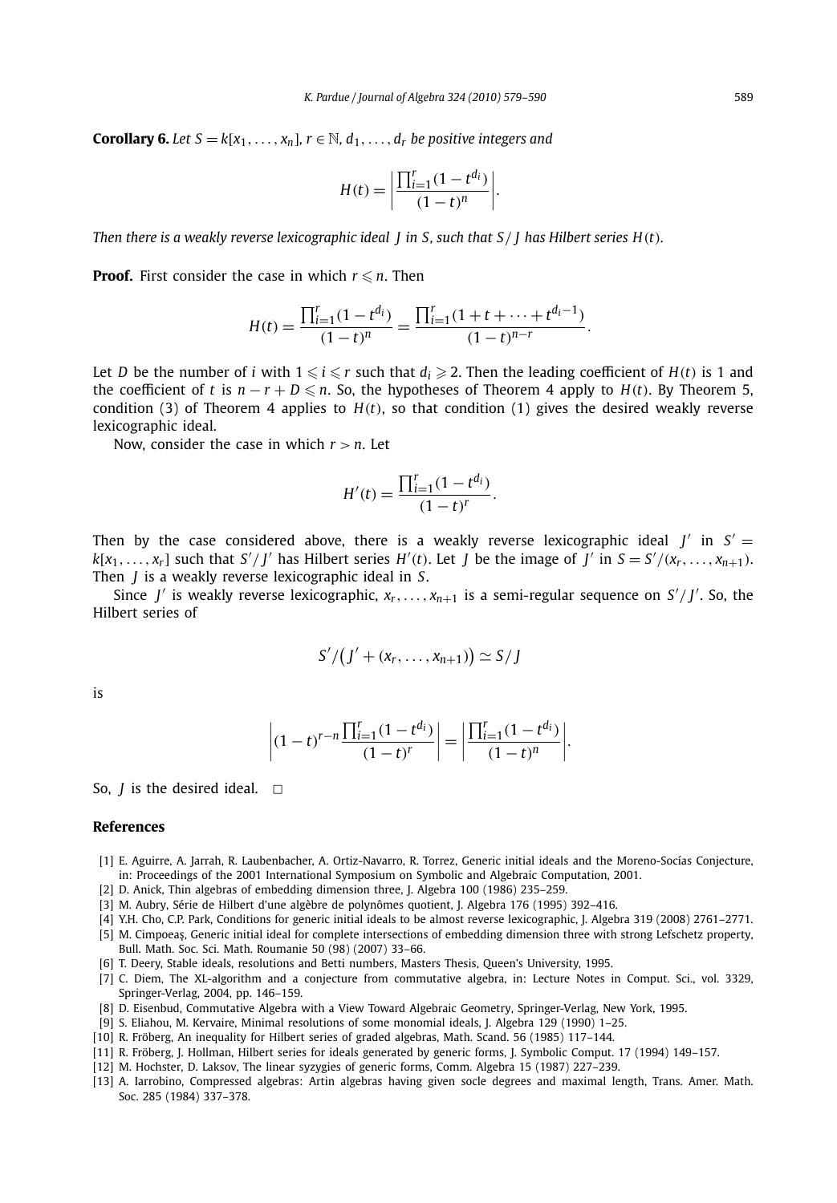**Corollary 6.** *Let $S = k[x_1, \dots, x_n]$, $r \in \mathbb{N}$, $d_1, \dots, d_r$ be positive integers and*

$$H(t) = \left| \frac{\prod_{i=1}^{r}(1-t^{d_i})}{(1-t)^n} \right|.$$

*Then there is a weakly reverse lexicographic ideal $J$ in $S$, such that $S/J$ has Hilbert series $H(t)$.*

**Proof.** First consider the case in which $r \leqslant n$. Then

$$H(t) = \frac{\prod_{i=1}^{r}(1-t^{d_i})}{(1-t)^n} = \frac{\prod_{i=1}^{r}(1+t+\dots+t^{d_i-1})}{(1-t)^{n-r}}.$$

Let $D$ be the number of $i$ with $1 \leqslant i \leqslant r$ such that $d_i \geqslant 2$. Then the leading coefficient of $H(t)$ is 1 and the coefficient of $t$ is $n - r + D \leqslant n$. So, the hypotheses of Theorem 4 apply to $H(t)$. By Theorem 5, condition (3) of Theorem 4 applies to $H(t)$, so that condition (1) gives the desired weakly reverse lexicographic ideal.

Now, consider the case in which $r > n$. Let

$$H'(t) = \frac{\prod_{i=1}^{r}(1-t^{d_i})}{(1-t)^r}.$$

Then by the case considered above, there is a weakly reverse lexicographic ideal $J'$ in $S' = k[x_1, \dots, x_r]$ such that $S'/J'$ has Hilbert series $H'(t)$. Let $J$ be the image of $J'$ in $S = S'/(x_r, \dots, x_{n+1})$. Then $J$ is a weakly reverse lexicographic ideal in $S$.

Since $J'$ is weakly reverse lexicographic, $x_r, \dots, x_{n+1}$ is a semi-regular sequence on $S'/J'$. So, the Hilbert series of

$$S'/\big(J' + (x_r, \dots, x_{n+1})\big) \simeq S/J$$

is

$$\left| (1-t)^{r-n} \frac{\prod_{i=1}^{r}(1-t^{d_i})}{(1-t)^r} \right| = \left| \frac{\prod_{i=1}^{r}(1-t^{d_i})}{(1-t)^n} \right|.$$

So, $J$ is the desired ideal. $\square$

## References

[1] E. Aguirre, A. Jarrah, R. Laubenbacher, A. Ortiz-Navarro, R. Torrez, Generic initial ideals and the Moreno-Socías Conjecture, in: Proceedings of the 2001 International Symposium on Symbolic and Algebraic Computation, 2001.

[2] D. Anick, Thin algebras of embedding dimension three, J. Algebra 100 (1986) 235–259.

[3] M. Aubry, Série de Hilbert d'une algèbre de polynômes quotient, J. Algebra 176 (1995) 392–416.

[4] Y.H. Cho, C.P. Park, Conditions for generic initial ideals to be almost reverse lexicographic, J. Algebra 319 (2008) 2761–2771.

[5] M. Cimpoeaş, Generic initial ideal for complete intersections of embedding dimension three with strong Lefschetz property, Bull. Math. Soc. Sci. Math. Roumanie 50 (98) (2007) 33–66.

[6] T. Deery, Stable ideals, resolutions and Betti numbers, Masters Thesis, Queen's University, 1995.

[7] C. Diem, The XL-algorithm and a conjecture from commutative algebra, in: Lecture Notes in Comput. Sci., vol. 3329, Springer-Verlag, 2004, pp. 146–159.

[8] D. Eisenbud, Commutative Algebra with a View Toward Algebraic Geometry, Springer-Verlag, New York, 1995.

[9] S. Eliahou, M. Kervaire, Minimal resolutions of some monomial ideals, J. Algebra 129 (1990) 1–25.

[10] R. Fröberg, An inequality for Hilbert series of graded algebras, Math. Scand. 56 (1985) 117–144.

[11] R. Fröberg, J. Hollman, Hilbert series for ideals generated by generic forms, J. Symbolic Comput. 17 (1994) 149–157.

[12] M. Hochster, D. Laksov, The linear syzygies of generic forms, Comm. Algebra 15 (1987) 227–239.

[13] A. Iarrobino, Compressed algebras: Artin algebras having given socle degrees and maximal length, Trans. Amer. Math. Soc. 285 (1984) 337–378.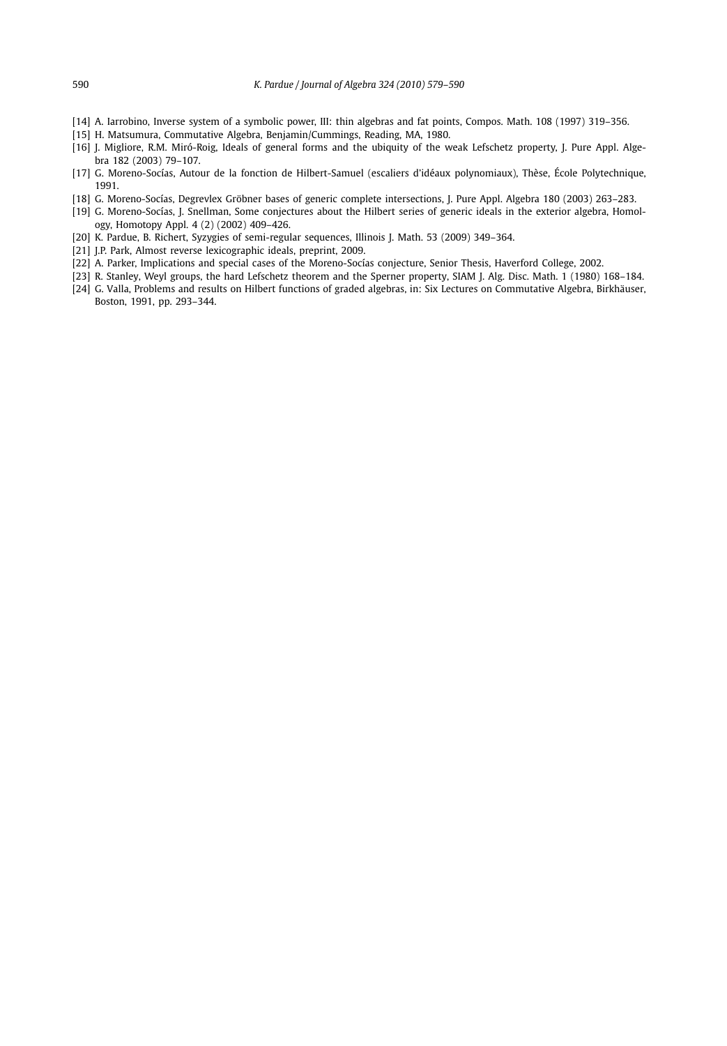[14] A. Iarrobino, Inverse system of a symbolic power, III: thin algebras and fat points, Compos. Math. 108 (1997) 319–356.

[15] H. Matsumura, Commutative Algebra, Benjamin/Cummings, Reading, MA, 1980.

[16] J. Migliore, R.M. Miró-Roig, Ideals of general forms and the ubiquity of the weak Lefschetz property, J. Pure Appl. Algebra 182 (2003) 79–107.

[17] G. Moreno-Socías, Autour de la fonction de Hilbert-Samuel (escaliers d'idéaux polynomiaux), Thèse, École Polytechnique, 1991.

[18] G. Moreno-Socías, Degrevlex Gröbner bases of generic complete intersections, J. Pure Appl. Algebra 180 (2003) 263–283.

[19] G. Moreno-Socías, J. Snellman, Some conjectures about the Hilbert series of generic ideals in the exterior algebra, Homology, Homotopy Appl. 4 (2) (2002) 409–426.

[20] K. Pardue, B. Richert, Syzygies of semi-regular sequences, Illinois J. Math. 53 (2009) 349–364.

[21] J.P. Park, Almost reverse lexicographic ideals, preprint, 2009.

[22] A. Parker, Implications and special cases of the Moreno-Socías conjecture, Senior Thesis, Haverford College, 2002.

[23] R. Stanley, Weyl groups, the hard Lefschetz theorem and the Sperner property, SIAM J. Alg. Disc. Math. 1 (1980) 168–184.

[24] G. Valla, Problems and results on Hilbert functions of graded algebras, in: Six Lectures on Commutative Algebra, Birkhäuser, Boston, 1991, pp. 293–344.